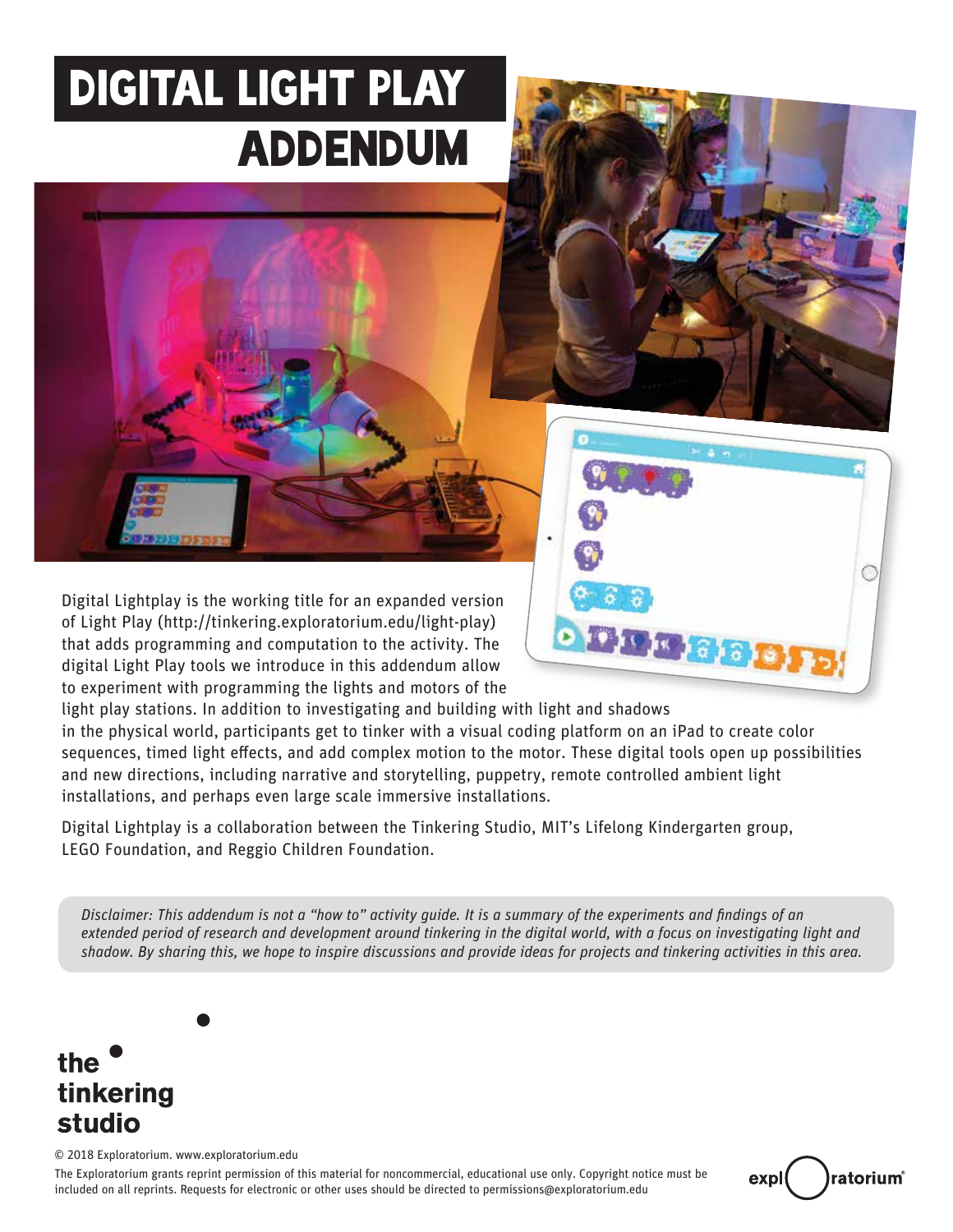# DIGITAL LIGHT PLAY ADDENDUM

Digital Lightplay is the working title for an expanded version of Light Play (http://tinkering.exploratorium.edu/light-play) that adds programming and computation to the activity. The digital Light Play tools we introduce in this addendum allow to experiment with programming the lights and motors of the light play stations. In addition to investigating and building with light and shadows in the physical world, participants get to tinker with a visual coding platform on an iPad to create color sequences, timed light effects, and add complex motion to the motor. These digital tools open up possibilities and new directions, including narrative and storytelling, puppetry, remote controlled ambient light installations, and perhaps even large scale immersive installations.

Digital Lightplay is a collaboration between the Tinkering Studio, MIT's Lifelong Kindergarten group, LEGO Foundation, and Reggio Children Foundation.

*Disclaimer: This addendum is not a "how to" activity guide. It is a summary of the experiments and findings of an extended period of research and development around tinkering in the digital world, with a focus on investigating light and shadow. By sharing this, we hope to inspire discussions and provide ideas for projects and tinkering activities in this area.*

**the tinkering studio**

© 2018 Exploratorium. www.exploratorium.edu

The Exploratorium grants reprint permission of this material for noncommercial, educational use only. Copyright notice must be included on all reprints. Requests for electronic or other uses should be directed to permissions@exploratorium.edu

exploratorium®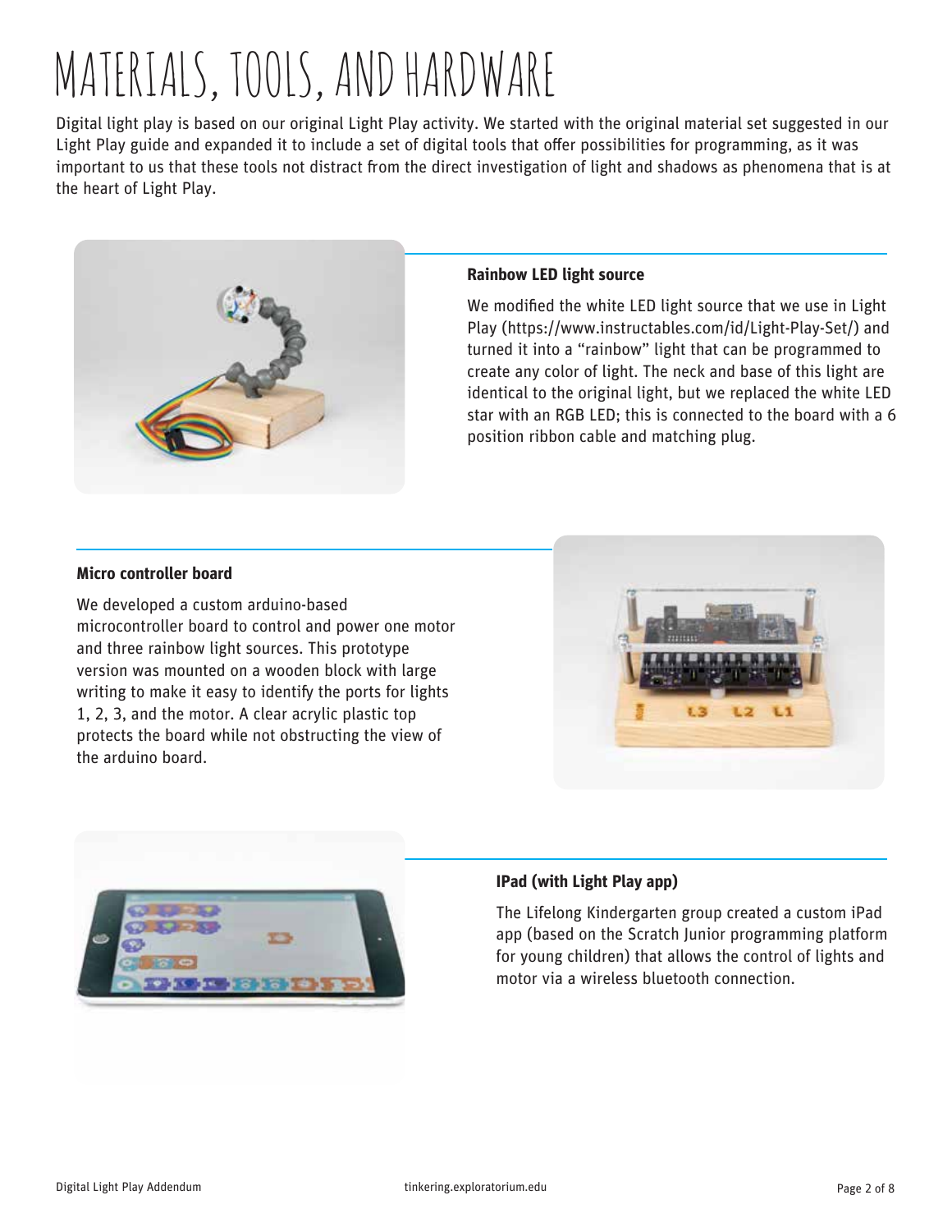# MATERIALS, TOOLS, AND HARDWARE

Digital light play is based on our original Light Play activity. We started with the original material set suggested in our Light Play guide and expanded it to include a set of digital tools that offer possibilities for programming, as it was important to us that these tools not distract from the direct investigation of light and shadows as phenomena that is at the heart of Light Play.

### Rainbow LED light source

We modified the white LED light source that we use in Light Play (https://www.instructables.com/id/Light-Play-Set/) and turned it into a "rainbow" light that can be programmed to create any color of light. The neck and base of this light are identical to the original light, but we replaced the white LED star with an RGB LED; this is connected to the board with a 6 position ribbon cable and matching plug.

### Micro controller board

We developed a custom arduino-based microcontroller board to control and power one motor and three rainbow light sources. This prototype version was mounted on a wooden block with large writing to make it easy to identify the ports for lights 1, 2, 3, and the motor. A clear acrylic plastic top protects the board while not obstructing the view of the arduino board.

### IPad (with Light Play app)

The Lifelong Kindergarten group created a custom iPad app (based on the Scratch Junior programming platform for young children) that allows the control of lights and motor via a wireless bluetooth connection.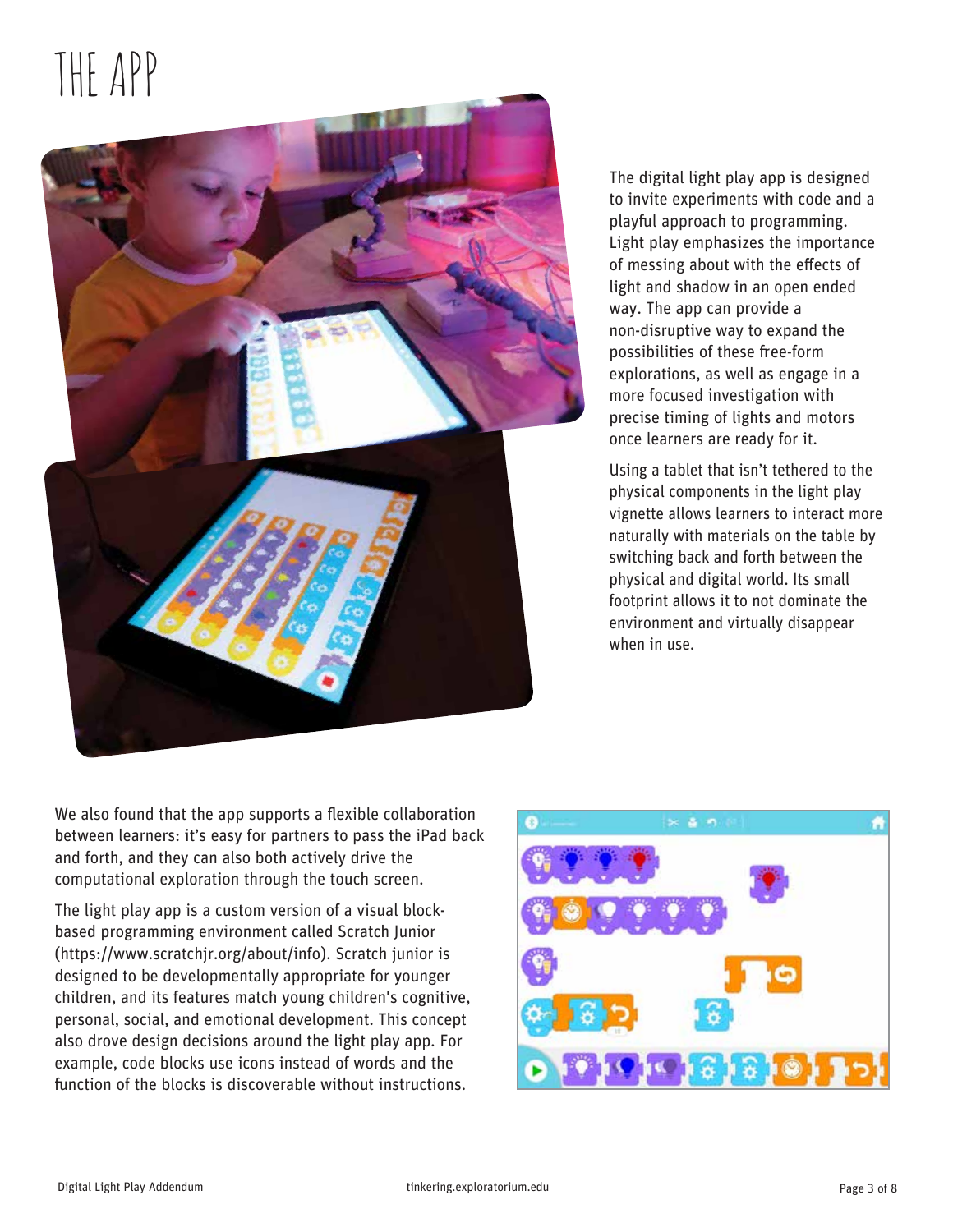# THE APP

The digital light play app is designed to invite experiments with code and a playful approach to programming. Light play emphasizes the importance of messing about with the effects of light and shadow in an open ended way. The app can provide a non-disruptive way to expand the possibilities of these free-form explorations, as well as engage in a more focused investigation with precise timing of lights and motors once learners are ready for it.

Using a tablet that isn't tethered to the physical components in the light play vignette allows learners to interact more naturally with materials on the table by switching back and forth between the physical and digital world. Its small footprint allows it to not dominate the environment and virtually disappear when in use.

We also found that the app supports a flexible collaboration between learners: it's easy for partners to pass the iPad back and forth, and they can also both actively drive the computational exploration through the touch screen.

The light play app is a custom version of a visual block-based programming environment called Scratch Junior (https://www.scratchjr.org/about/info). Scratch junior is designed to be developmentally appropriate for younger children, and its features match young children's cognitive, personal, social, and emotional development. This concept also drove design decisions around the light play app. For example, code blocks use icons instead of words and the function of the blocks is discoverable without instructions.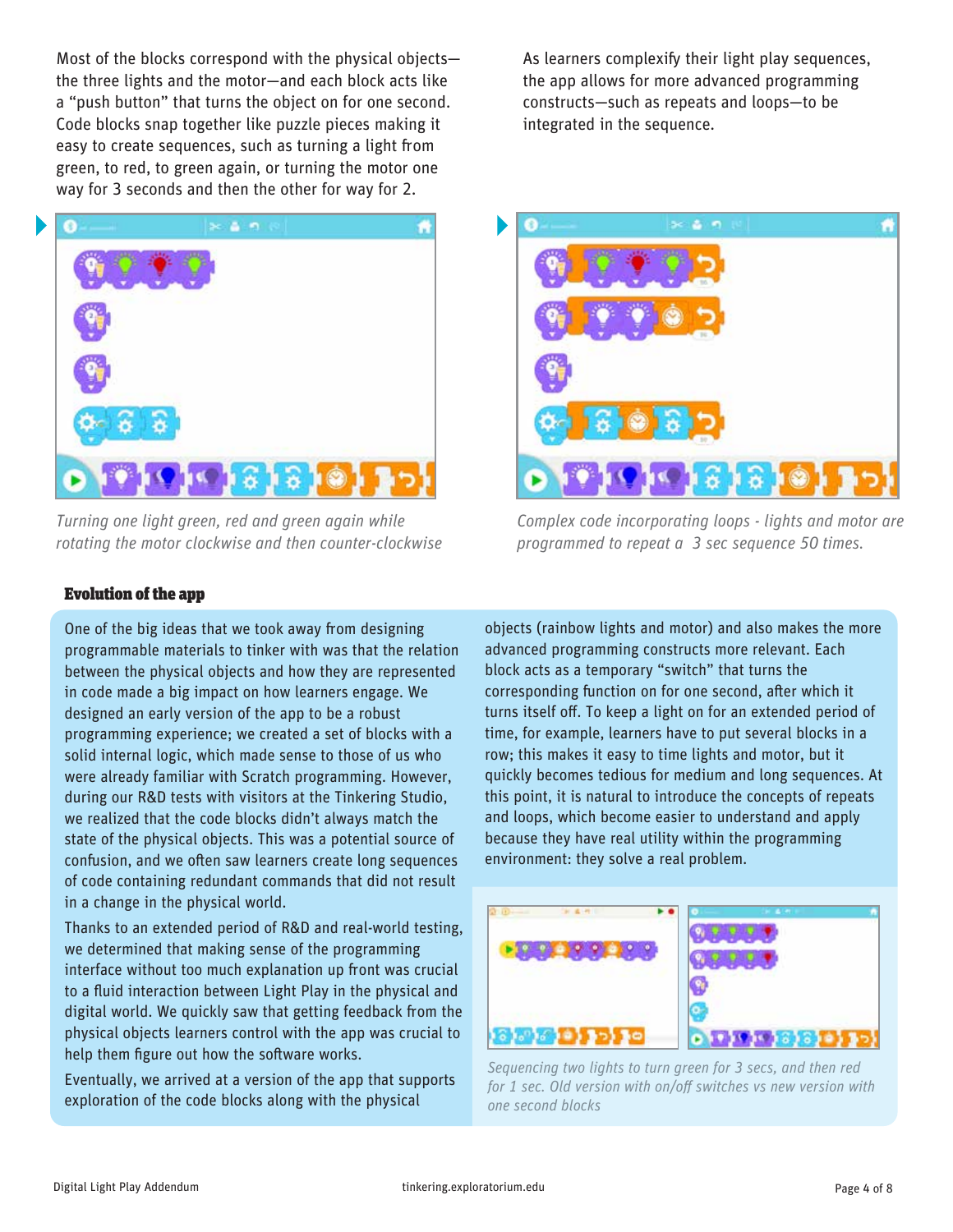Most of the blocks correspond with the physical objects—the three lights and the motor—and each block acts like a "push button" that turns the object on for one second. Code blocks snap together like puzzle pieces making it easy to create sequences, such as turning a light from green, to red, to green again, or turning the motor one way for 3 seconds and then the other for way for 2.

*Turning one light green, red and green again while rotating the motor clockwise and then counter-clockwise*

As learners complexify their light play sequences, the app allows for more advanced programming constructs—such as repeats and loops—to be integrated in the sequence.

*Complex code incorporating loops - lights and motor are programmed to repeat a 3 sec sequence 50 times.*

## Evolution of the app

One of the big ideas that we took away from designing programmable materials to tinker with was that the relation between the physical objects and how they are represented in code made a big impact on how learners engage. We designed an early version of the app to be a robust programming experience; we created a set of blocks with a solid internal logic, which made sense to those of us who were already familiar with Scratch programming. However, during our R&D tests with visitors at the Tinkering Studio, we realized that the code blocks didn't always match the state of the physical objects. This was a potential source of confusion, and we often saw learners create long sequences of code containing redundant commands that did not result in a change in the physical world.

Thanks to an extended period of R&D and real-world testing, we determined that making sense of the programming interface without too much explanation up front was crucial to a fluid interaction between Light Play in the physical and digital world. We quickly saw that getting feedback from the physical objects learners control with the app was crucial to help them figure out how the software works.

Eventually, we arrived at a version of the app that supports exploration of the code blocks along with the physical objects (rainbow lights and motor) and also makes the more advanced programming constructs more relevant. Each block acts as a temporary "switch" that turns the corresponding function on for one second, after which it turns itself off. To keep a light on for an extended period of time, for example, learners have to put several blocks in a row; this makes it easy to time lights and motor, but it quickly becomes tedious for medium and long sequences. At this point, it is natural to introduce the concepts of repeats and loops, which become easier to understand and apply because they have real utility within the programming environment: they solve a real problem.

*Sequencing two lights to turn green for 3 secs, and then red for 1 sec. Old version with on/off switches vs new version with one second blocks*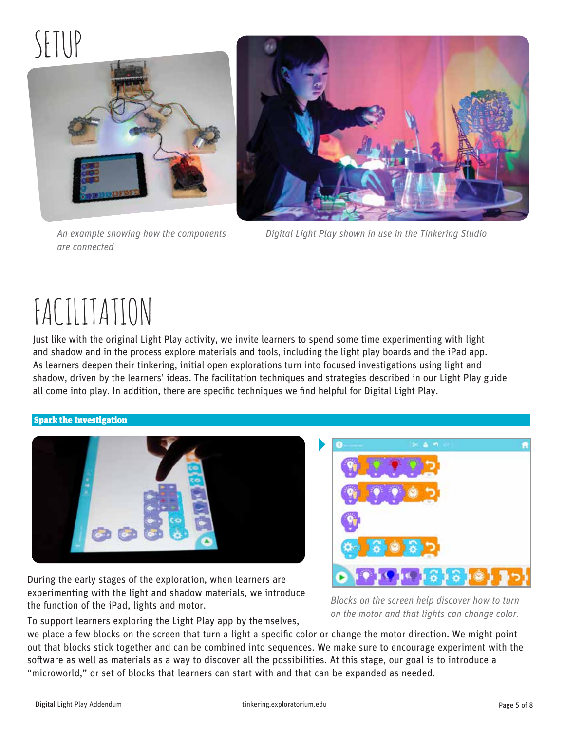# SETUP

*An example showing how the components are connected*

*Digital Light Play shown in use in the Tinkering Studio*

# FACILITATION

Just like with the original Light Play activity, we invite learners to spend some time experimenting with light and shadow and in the process explore materials and tools, including the light play boards and the iPad app. As learners deepen their tinkering, initial open explorations turn into focused investigations using light and shadow, driven by the learners' ideas. The facilitation techniques and strategies described in our Light Play guide all come into play. In addition, there are specific techniques we find helpful for Digital Light Play.

## Spark the Investigation

*Blocks on the screen help discover how to turn on the motor and that lights can change color.*

During the early stages of the exploration, when learners are experimenting with the light and shadow materials, we introduce the function of the iPad, lights and motor.

To support learners exploring the Light Play app by themselves, we place a few blocks on the screen that turn a light a specific color or change the motor direction. We might point out that blocks stick together and can be combined into sequences. We make sure to encourage experiment with the software as well as materials as a way to discover all the possibilities. At this stage, our goal is to introduce a "microworld," or set of blocks that learners can start with and that can be expanded as needed.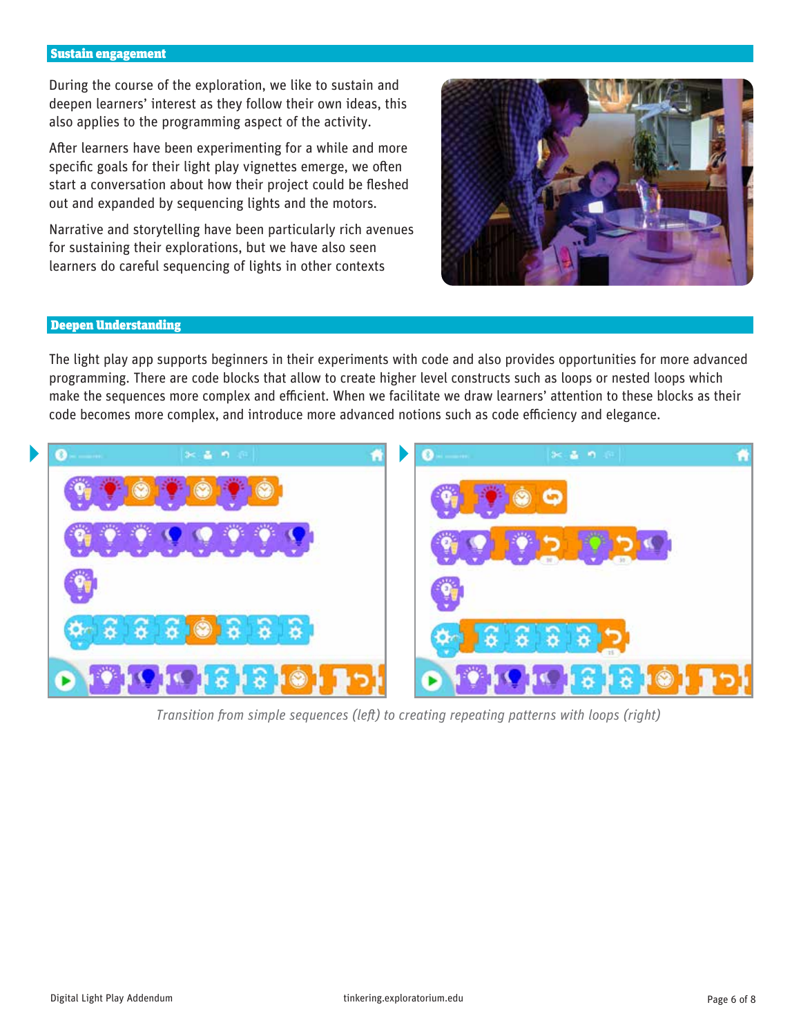## Sustain engagement

During the course of the exploration, we like to sustain and deepen learners' interest as they follow their own ideas, this also applies to the programming aspect of the activity.

After learners have been experimenting for a while and more specific goals for their light play vignettes emerge, we often start a conversation about how their project could be fleshed out and expanded by sequencing lights and the motors.

Narrative and storytelling have been particularly rich avenues for sustaining their explorations, but we have also seen learners do careful sequencing of lights in other contexts

## Deepen Understanding

The light play app supports beginners in their experiments with code and also provides opportunities for more advanced programming. There are code blocks that allow to create higher level constructs such as loops or nested loops which make the sequences more complex and efficient. When we facilitate we draw learners' attention to these blocks as their code becomes more complex, and introduce more advanced notions such as code efficiency and elegance.

*Transition from simple sequences (left) to creating repeating patterns with loops (right)*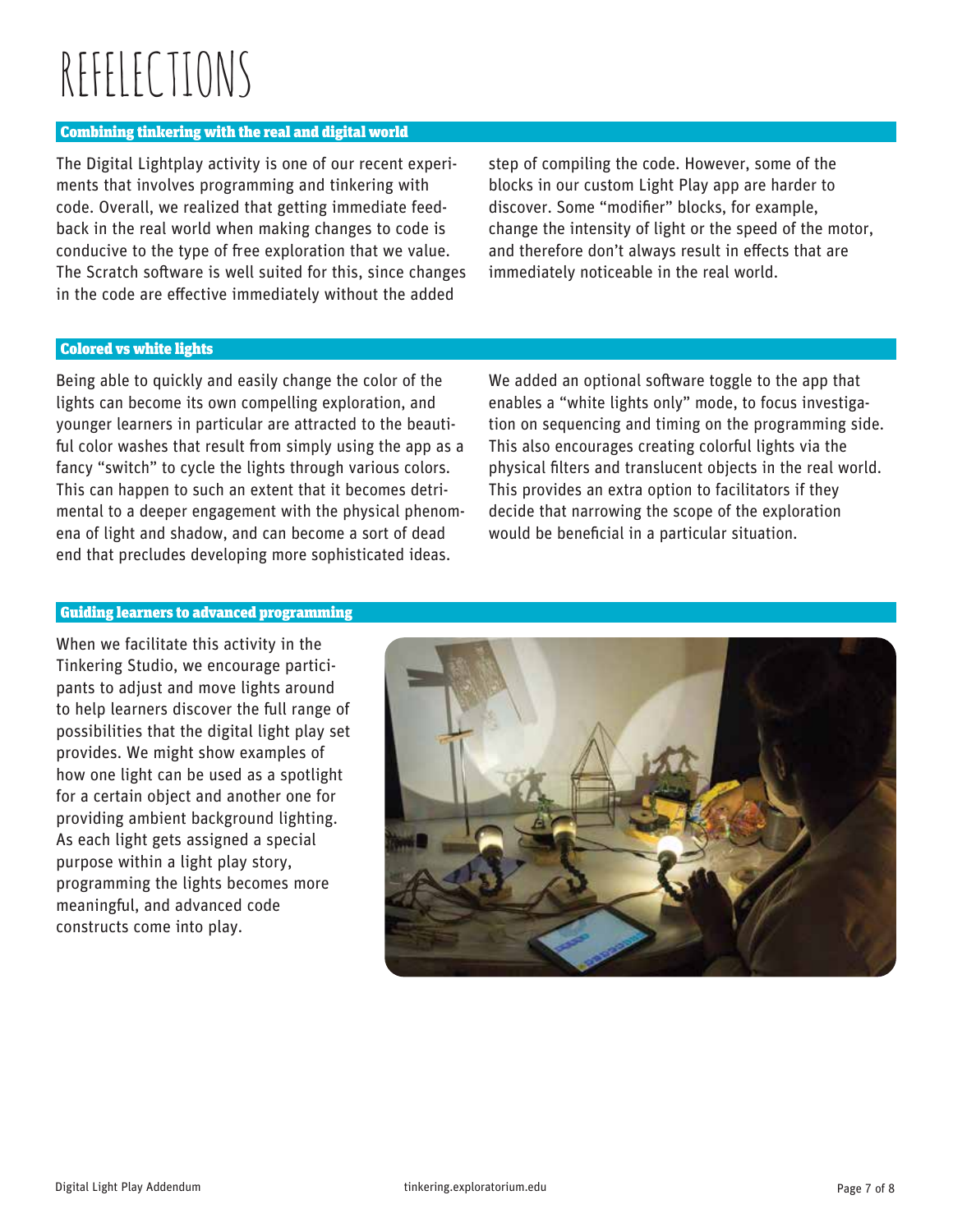# REFELECTIONS

## Combining tinkering with the real and digital world

The Digital Lightplay activity is one of our recent experiments that involves programming and tinkering with code. Overall, we realized that getting immediate feedback in the real world when making changes to code is conducive to the type of free exploration that we value. The Scratch software is well suited for this, since changes in the code are effective immediately without the added step of compiling the code. However, some of the blocks in our custom Light Play app are harder to discover. Some "modifier" blocks, for example, change the intensity of light or the speed of the motor, and therefore don't always result in effects that are immediately noticeable in the real world.

## Colored vs white lights

Being able to quickly and easily change the color of the lights can become its own compelling exploration, and younger learners in particular are attracted to the beautiful color washes that result from simply using the app as a fancy "switch" to cycle the lights through various colors. This can happen to such an extent that it becomes detrimental to a deeper engagement with the physical phenomena of light and shadow, and can become a sort of dead end that precludes developing more sophisticated ideas.

We added an optional software toggle to the app that enables a "white lights only" mode, to focus investigation on sequencing and timing on the programming side. This also encourages creating colorful lights via the physical filters and translucent objects in the real world. This provides an extra option to facilitators if they decide that narrowing the scope of the exploration would be beneficial in a particular situation.

## Guiding learners to advanced programming

When we facilitate this activity in the Tinkering Studio, we encourage participants to adjust and move lights around to help learners discover the full range of possibilities that the digital light play set provides. We might show examples of how one light can be used as a spotlight for a certain object and another one for providing ambient background lighting. As each light gets assigned a special purpose within a light play story, programming the lights becomes more meaningful, and advanced code constructs come into play.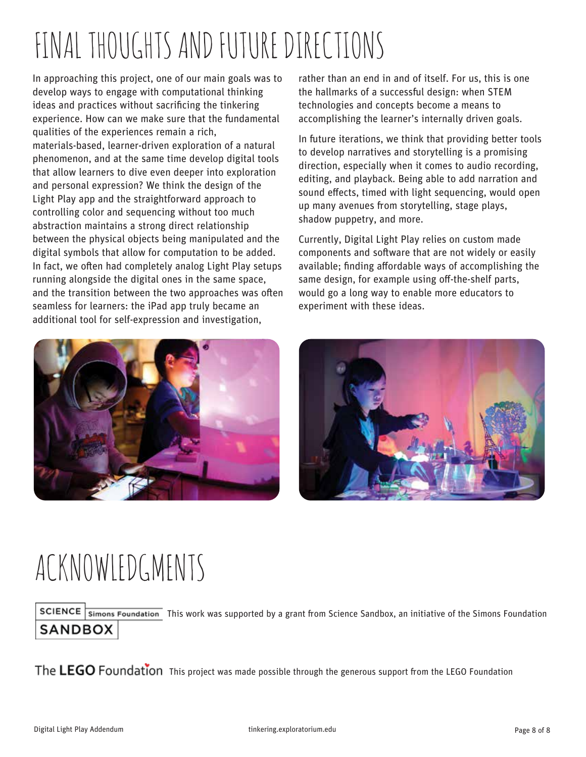# FINAL THOUGHTS AND FUTURE DIRECTIONS

In approaching this project, one of our main goals was to develop ways to engage with computational thinking ideas and practices without sacrificing the tinkering experience. How can we make sure that the fundamental qualities of the experiences remain a rich, materials-based, learner-driven exploration of a natural phenomenon, and at the same time develop digital tools that allow learners to dive even deeper into exploration and personal expression? We think the design of the Light Play app and the straightforward approach to controlling color and sequencing without too much abstraction maintains a strong direct relationship between the physical objects being manipulated and the digital symbols that allow for computation to be added. In fact, we often had completely analog Light Play setups running alongside the digital ones in the same space, and the transition between the two approaches was often seamless for learners: the iPad app truly became an additional tool for self-expression and investigation, rather than an end in and of itself. For us, this is one the hallmarks of a successful design: when STEM technologies and concepts become a means to accomplishing the learner's internally driven goals.

In future iterations, we think that providing better tools to develop narratives and storytelling is a promising direction, especially when it comes to audio recording, editing, and playback. Being able to add narration and sound effects, timed with light sequencing, would open up many avenues from storytelling, stage plays, shadow puppetry, and more.

Currently, Digital Light Play relies on custom made components and software that are not widely or easily available; finding affordable ways of accomplishing the same design, for example using off-the-shelf parts, would go a long way to enable more educators to experiment with these ideas.

# ACKNOWLEDGMENTS

SCIENCE SANDBOX | Simons Foundation — This work was supported by a grant from Science Sandbox, an initiative of the Simons Foundation

The LEGO Foundation — This project was made possible through the generous support from the LEGO Foundation